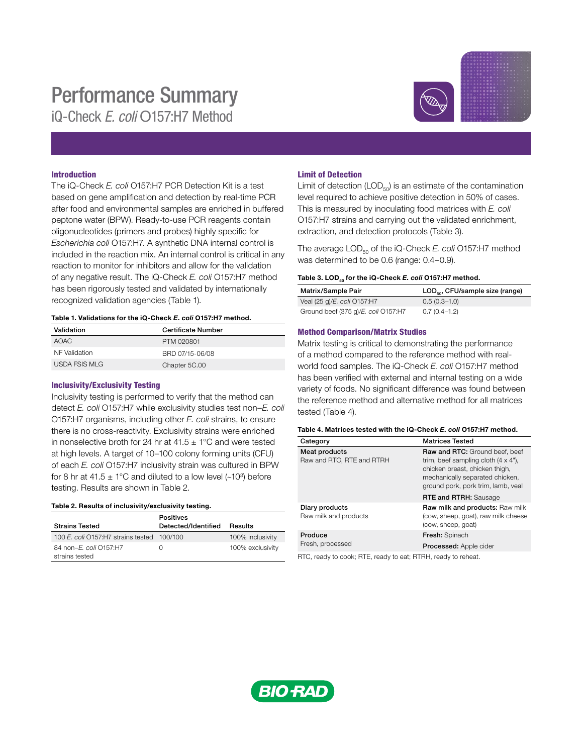# Performance Summary

## iQ-Check *E. coli* O157:H7 Method

### Introduction

The iQ-Check *E. coli* O157:H7 PCR Detection Kit is a test based on gene amplification and detection by real-time PCR after food and environmental samples are enriched in buffered peptone water (BPW). Ready-to-use PCR reagents contain oligonucleotides (primers and probes) highly specific for *Escherichia coli* O157:H7. A synthetic DNA internal control is included in the reaction mix. An internal control is critical in any reaction to monitor for inhibitors and allow for the validation of any negative result. The iQ-Check *E. coli* O157:H7 method has been rigorously tested and validated by internationally recognized validation agencies (Table 1).

**Table 1. Validations for the iQ-Check *E. coli* O157:H7 method.**

| Validation | Certificate Number |
|---|---|
| AOAC | PTM 020801 |
| NF Validation | BRD 07/15-06/08 |
| USDA FSIS MLG | Chapter 5C.00 |

### Inclusivity/Exclusivity Testing

Inclusivity testing is performed to verify that the method can detect *E. coli* O157:H7 while exclusivity studies test non–*E. coli* O157:H7 organisms, including other *E. coli* strains, to ensure there is no cross-reactivity. Exclusivity strains were enriched in nonselective broth for 24 hr at 41.5 ± 1°C and were tested at high levels. A target of 10–100 colony forming units (CFU) of each *E. coli* O157:H7 inclusivity strain was cultured in BPW for 8 hr at 41.5 ± 1°C and diluted to a low level (~$10^3$) before testing. Results are shown in Table 2.

**Table 2. Results of inclusivity/exclusivity testing.**

| Strains Tested | Positives Detected/Identified | Results |
|---|---|---|
| 100 *E. coli* O157:H7 strains tested | 100/100 | 100% inclusivity |
| 84 non–*E. coli* O157:H7 strains tested | 0 | 100% exclusivity |

### Limit of Detection

Limit of detection ($LOD_{50}$) is an estimate of the contamination level required to achieve positive detection in 50% of cases. This is measured by inoculating food matrices with *E. coli* O157:H7 strains and carrying out the validated enrichment, extraction, and detection protocols (Table 3).

The average $LOD_{50}$ of the iQ-Check *E. coli* O157:H7 method was determined to be 0.6 (range: 0.4–0.9).

**Table 3. $LOD_{50}$ for the iQ-Check *E. coli* O157:H7 method.**

| Matrix/Sample Pair | $LOD_{50}$, CFU/sample size (range) |
|---|---|
| Veal (25 g)/*E. coli* O157:H7 | 0.5 (0.3–1.0) |
| Ground beef (375 g)/*E. coli* O157:H7 | 0.7 (0.4–1.2) |

### Method Comparison/Matrix Studies

Matrix testing is critical to demonstrating the performance of a method compared to the reference method with real-world food samples. The iQ-Check *E. coli* O157:H7 method has been verified with external and internal testing on a wide variety of foods. No significant difference was found between the reference method and alternative method for all matrices tested (Table 4).

**Table 4. Matrices tested with the iQ-Check *E. coli* O157:H7 method.**

| Category | Matrices Tested |
|---|---|
| **Meat products** Raw and RTC, RTE and RTRH | **Raw and RTC:** Ground beef, beef trim, beef sampling cloth (4 x 4"), chicken breast, chicken thigh, mechanically separated chicken, ground pork, pork trim, lamb, veal |
| | **RTE and RTRH:** Sausage |
| **Diary products** Raw milk and products | **Raw milk and products:** Raw milk (cow, sheep, goat), raw milk cheese (cow, sheep, goat) |
| **Produce** Fresh, processed | **Fresh:** Spinach |
| | **Processed:** Apple cider |

RTC, ready to cook; RTE, ready to eat; RTRH, ready to reheat.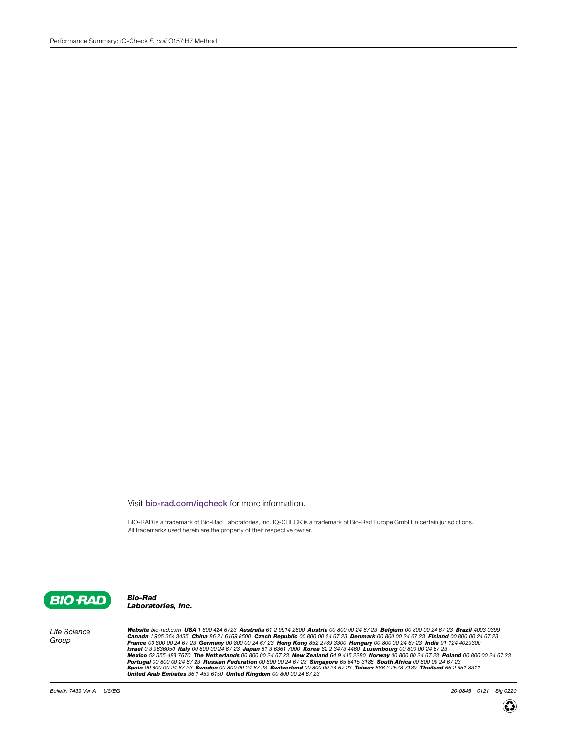Visit **bio-rad.com/iqcheck** for more information.

BIO-RAD is a trademark of Bio-Rad Laboratories, Inc. IQ-CHECK is a trademark of Bio-Rad Europe GmbH in certain jurisdictions. All trademarks used herein are the property of their respective owner.

***Bio-Rad Laboratories, Inc.***

*Life Science Group*

***Website*** *bio-rad.com* ***USA*** *1 800 424 6723* ***Australia*** *61 2 9914 2800* ***Austria*** *00 800 00 24 67 23* ***Belgium*** *00 800 00 24 67 23* ***Brazil*** *4003 0399* ***Canada*** *1 905 364 3435* ***China*** *86 21 6169 8500* ***Czech Republic*** *00 800 00 24 67 23* ***Denmark*** *00 800 00 24 67 23* ***Finland*** *00 800 00 24 67 23* ***France*** *00 800 00 24 67 23* ***Germany*** *00 800 00 24 67 23* ***Hong Kong*** *852 2789 3300* ***Hungary*** *00 800 00 24 67 23* ***India*** *91 124 4029300* ***Israel*** *0 3 9636050* ***Italy*** *00 800 00 24 67 23* ***Japan*** *81 3 6361 7000* ***Korea*** *82 2 3473 4460* ***Luxembourg*** *00 800 00 24 67 23* ***Mexico*** *52 555 488 7670* ***The Netherlands*** *00 800 00 24 67 23* ***New Zealand*** *64 9 415 2280* ***Norway*** *00 800 00 24 67 23* ***Poland*** *00 800 00 24 67 23* ***Portugal*** *00 800 00 24 67 23* ***Russian Federation*** *00 800 00 24 67 23* ***Singapore*** *65 6415 3188* ***South Africa*** *00 800 00 24 67 23* ***Spain*** *00 800 00 24 67 23* ***Sweden*** *00 800 00 24 67 23* ***Switzerland*** *00 800 00 24 67 23* ***Taiwan*** *886 2 2578 7189* ***Thailand*** *66 2 651 8311* ***United Arab Emirates*** *36 1 459 6150* ***United Kingdom*** *00 800 00 24 67 23*

*Bulletin 7439 Ver A US/EG*

*20-0845 0121 Sig 0220*